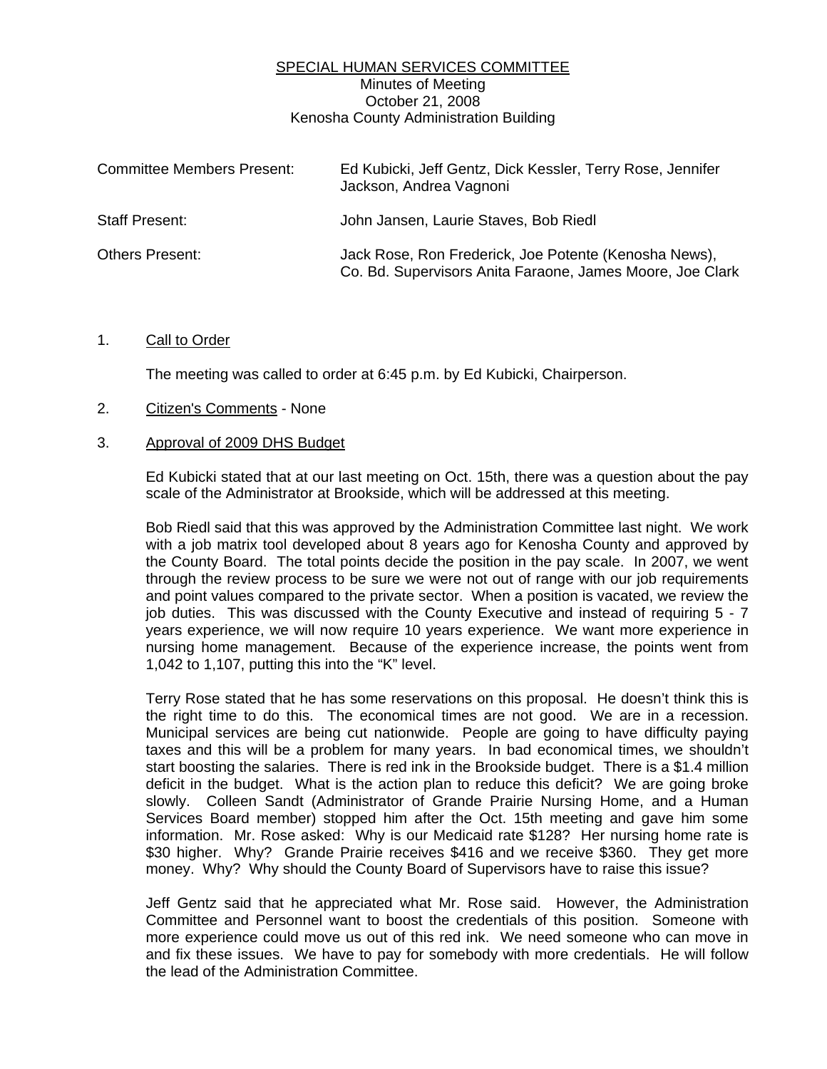# SPECIAL HUMAN SERVICES COMMITTEE

Minutes of Meeting
October 21, 2008
Kenosha County Administration Building

| | |
|---|---|
| Committee Members Present: | Ed Kubicki, Jeff Gentz, Dick Kessler, Terry Rose, Jennifer Jackson, Andrea Vagnoni |
| Staff Present: | John Jansen, Laurie Staves, Bob Riedl |
| Others Present: | Jack Rose, Ron Frederick, Joe Potente (Kenosha News), Co. Bd. Supervisors Anita Faraone, James Moore, Joe Clark |

1. Call to Order

   The meeting was called to order at 6:45 p.m. by Ed Kubicki, Chairperson.

2. Citizen's Comments - None

3. Approval of 2009 DHS Budget

   Ed Kubicki stated that at our last meeting on Oct. 15th, there was a question about the pay scale of the Administrator at Brookside, which will be addressed at this meeting.

   Bob Riedl said that this was approved by the Administration Committee last night. We work with a job matrix tool developed about 8 years ago for Kenosha County and approved by the County Board. The total points decide the position in the pay scale. In 2007, we went through the review process to be sure we were not out of range with our job requirements and point values compared to the private sector. When a position is vacated, we review the job duties. This was discussed with the County Executive and instead of requiring 5 - 7 years experience, we will now require 10 years experience. We want more experience in nursing home management. Because of the experience increase, the points went from 1,042 to 1,107, putting this into the "K" level.

   Terry Rose stated that he has some reservations on this proposal. He doesn't think this is the right time to do this. The economical times are not good. We are in a recession. Municipal services are being cut nationwide. People are going to have difficulty paying taxes and this will be a problem for many years. In bad economical times, we shouldn't start boosting the salaries. There is red ink in the Brookside budget. There is a $1.4 million deficit in the budget. What is the action plan to reduce this deficit? We are going broke slowly. Colleen Sandt (Administrator of Grande Prairie Nursing Home, and a Human Services Board member) stopped him after the Oct. 15th meeting and gave him some information. Mr. Rose asked: Why is our Medicaid rate $128? Her nursing home rate is $30 higher. Why? Grande Prairie receives $416 and we receive $360. They get more money. Why? Why should the County Board of Supervisors have to raise this issue?

   Jeff Gentz said that he appreciated what Mr. Rose said. However, the Administration Committee and Personnel want to boost the credentials of this position. Someone with more experience could move us out of this red ink. We need someone who can move in and fix these issues. We have to pay for somebody with more credentials. He will follow the lead of the Administration Committee.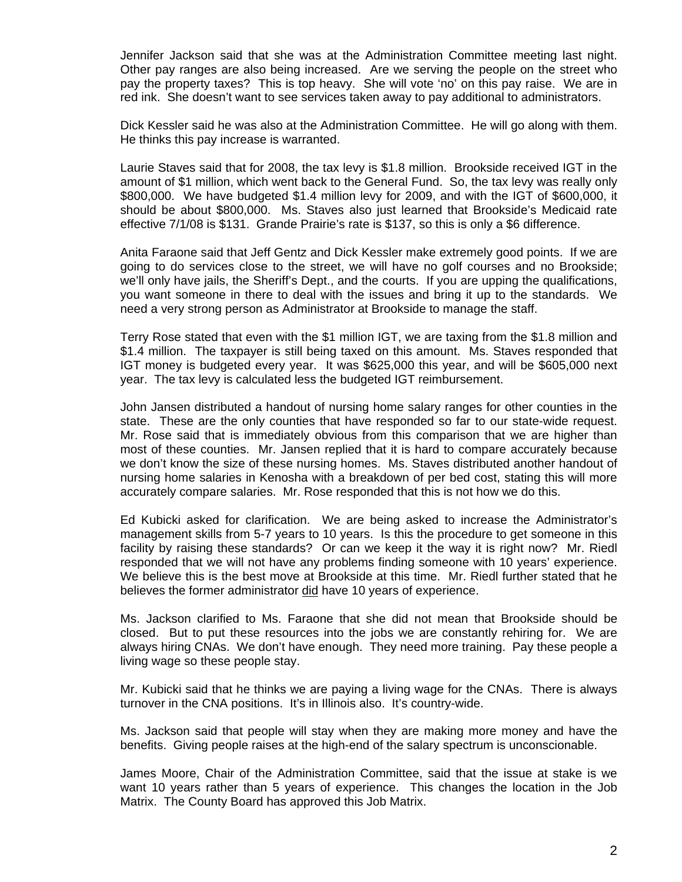Jennifer Jackson said that she was at the Administration Committee meeting last night. Other pay ranges are also being increased. Are we serving the people on the street who pay the property taxes? This is top heavy. She will vote 'no' on this pay raise. We are in red ink. She doesn't want to see services taken away to pay additional to administrators.

Dick Kessler said he was also at the Administration Committee. He will go along with them. He thinks this pay increase is warranted.

Laurie Staves said that for 2008, the tax levy is $1.8 million. Brookside received IGT in the amount of $1 million, which went back to the General Fund. So, the tax levy was really only $800,000. We have budgeted $1.4 million levy for 2009, and with the IGT of $600,000, it should be about $800,000. Ms. Staves also just learned that Brookside's Medicaid rate effective 7/1/08 is $131. Grande Prairie's rate is $137, so this is only a $6 difference.

Anita Faraone said that Jeff Gentz and Dick Kessler make extremely good points. If we are going to do services close to the street, we will have no golf courses and no Brookside; we'll only have jails, the Sheriff's Dept., and the courts. If you are upping the qualifications, you want someone in there to deal with the issues and bring it up to the standards. We need a very strong person as Administrator at Brookside to manage the staff.

Terry Rose stated that even with the $1 million IGT, we are taxing from the $1.8 million and $1.4 million. The taxpayer is still being taxed on this amount. Ms. Staves responded that IGT money is budgeted every year. It was $625,000 this year, and will be $605,000 next year. The tax levy is calculated less the budgeted IGT reimbursement.

John Jansen distributed a handout of nursing home salary ranges for other counties in the state. These are the only counties that have responded so far to our state-wide request. Mr. Rose said that is immediately obvious from this comparison that we are higher than most of these counties. Mr. Jansen replied that it is hard to compare accurately because we don't know the size of these nursing homes. Ms. Staves distributed another handout of nursing home salaries in Kenosha with a breakdown of per bed cost, stating this will more accurately compare salaries. Mr. Rose responded that this is not how we do this.

Ed Kubicki asked for clarification. We are being asked to increase the Administrator's management skills from 5-7 years to 10 years. Is this the procedure to get someone in this facility by raising these standards? Or can we keep it the way it is right now? Mr. Riedl responded that we will not have any problems finding someone with 10 years' experience. We believe this is the best move at Brookside at this time. Mr. Riedl further stated that he believes the former administrator <u>did</u> have 10 years of experience.

Ms. Jackson clarified to Ms. Faraone that she did not mean that Brookside should be closed. But to put these resources into the jobs we are constantly rehiring for. We are always hiring CNAs. We don't have enough. They need more training. Pay these people a living wage so these people stay.

Mr. Kubicki said that he thinks we are paying a living wage for the CNAs. There is always turnover in the CNA positions. It's in Illinois also. It's country-wide.

Ms. Jackson said that people will stay when they are making more money and have the benefits. Giving people raises at the high-end of the salary spectrum is unconscionable.

James Moore, Chair of the Administration Committee, said that the issue at stake is we want 10 years rather than 5 years of experience. This changes the location in the Job Matrix. The County Board has approved this Job Matrix.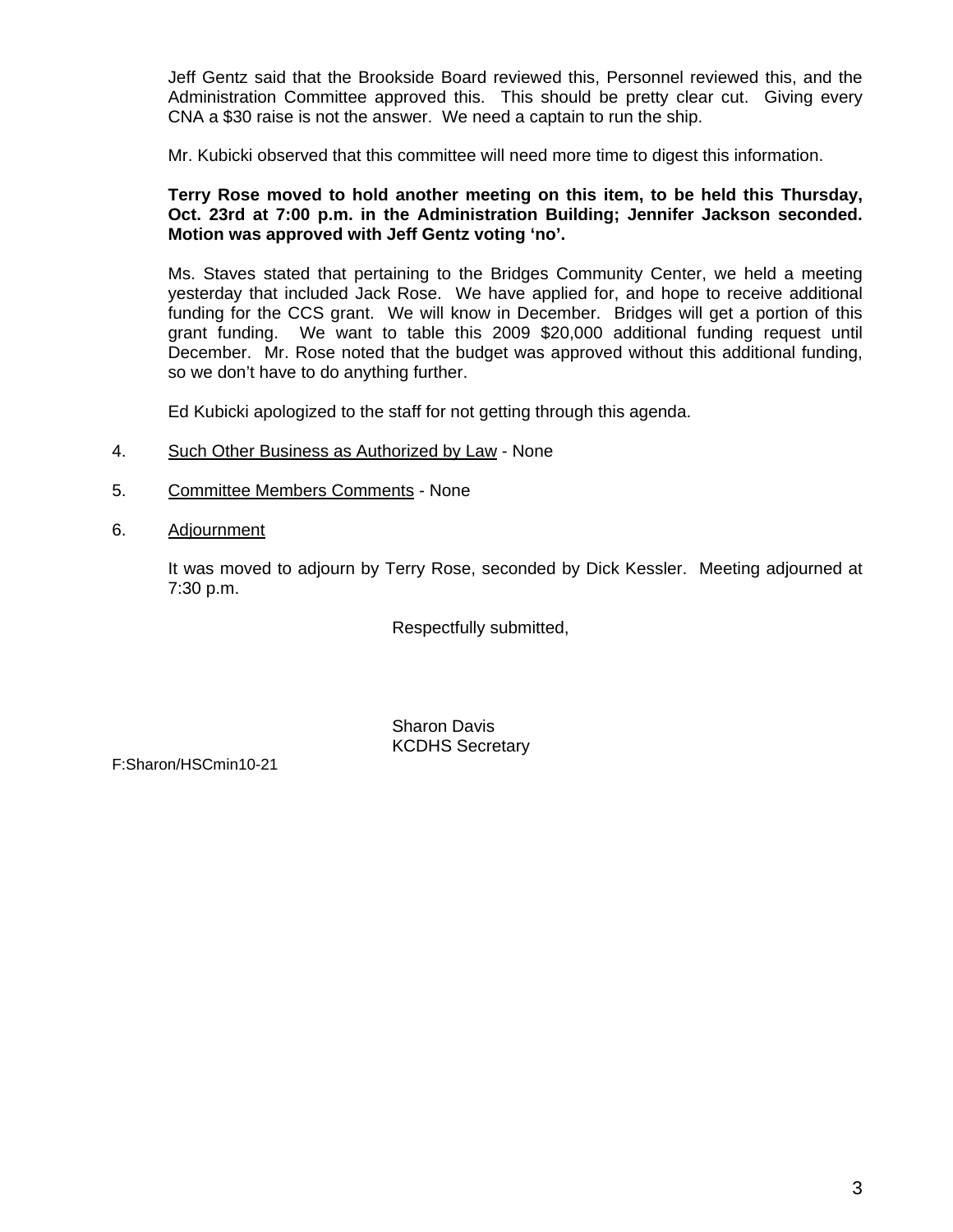Jeff Gentz said that the Brookside Board reviewed this, Personnel reviewed this, and the Administration Committee approved this. This should be pretty clear cut. Giving every CNA a $30 raise is not the answer. We need a captain to run the ship.

Mr. Kubicki observed that this committee will need more time to digest this information.

**Terry Rose moved to hold another meeting on this item, to be held this Thursday, Oct. 23rd at 7:00 p.m. in the Administration Building; Jennifer Jackson seconded. Motion was approved with Jeff Gentz voting 'no'.**

Ms. Staves stated that pertaining to the Bridges Community Center, we held a meeting yesterday that included Jack Rose. We have applied for, and hope to receive additional funding for the CCS grant. We will know in December. Bridges will get a portion of this grant funding. We want to table this 2009 $20,000 additional funding request until December. Mr. Rose noted that the budget was approved without this additional funding, so we don't have to do anything further.

Ed Kubicki apologized to the staff for not getting through this agenda.

4. Such Other Business as Authorized by Law - None

5. Committee Members Comments - None

6. Adjournment

   It was moved to adjourn by Terry Rose, seconded by Dick Kessler. Meeting adjourned at 7:30 p.m.

Respectfully submitted,

Sharon Davis
KCDHS Secretary

F:Sharon/HSCmin10-21